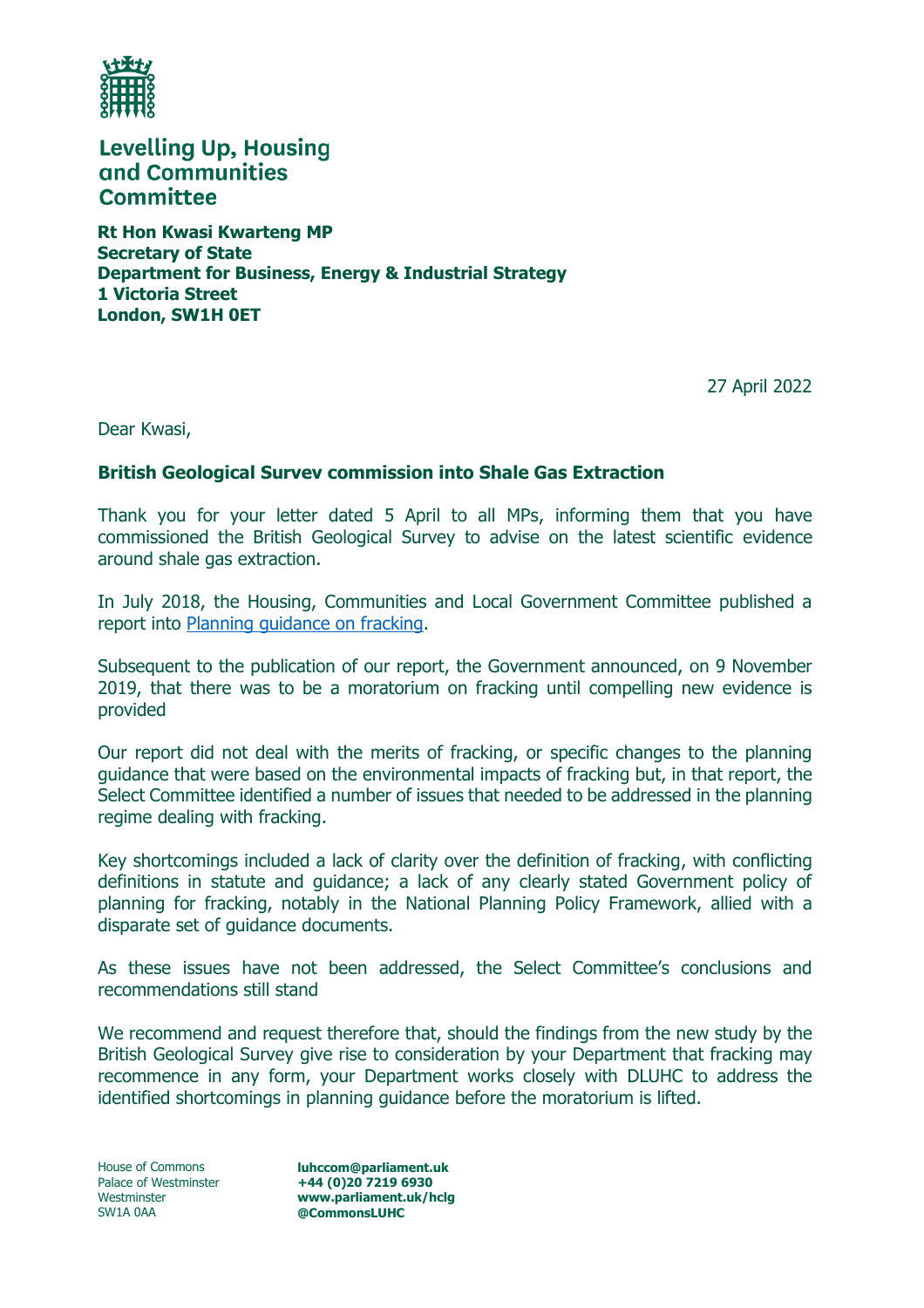**Levelling Up, Housing and Communities Committee**

**Rt Hon Kwasi Kwarteng MP**
**Secretary of State**
**Department for Business, Energy & Industrial Strategy**
**1 Victoria Street**
**London, SW1H 0ET**

27 April 2022

Dear Kwasi,

**British Geological Survev commission into Shale Gas Extraction**

Thank you for your letter dated 5 April to all MPs, informing them that you have commissioned the British Geological Survey to advise on the latest scientific evidence around shale gas extraction.

In July 2018, the Housing, Communities and Local Government Committee published a report into Planning guidance on fracking.

Subsequent to the publication of our report, the Government announced, on 9 November 2019, that there was to be a moratorium on fracking until compelling new evidence is provided

Our report did not deal with the merits of fracking, or specific changes to the planning guidance that were based on the environmental impacts of fracking but, in that report, the Select Committee identified a number of issues that needed to be addressed in the planning regime dealing with fracking.

Key shortcomings included a lack of clarity over the definition of fracking, with conflicting definitions in statute and guidance; a lack of any clearly stated Government policy of planning for fracking, notably in the National Planning Policy Framework, allied with a disparate set of guidance documents.

As these issues have not been addressed, the Select Committee's conclusions and recommendations still stand

We recommend and request therefore that, should the findings from the new study by the British Geological Survey give rise to consideration by your Department that fracking may recommence in any form, your Department works closely with DLUHC to address the identified shortcomings in planning guidance before the moratorium is lifted.

House of Commons
Palace of Westminster
Westminster
SW1A 0AA

**luhccom@parliament.uk**
**+44 (0)20 7219 6930**
**www.parliament.uk/hclg**
**@CommonsLUHC**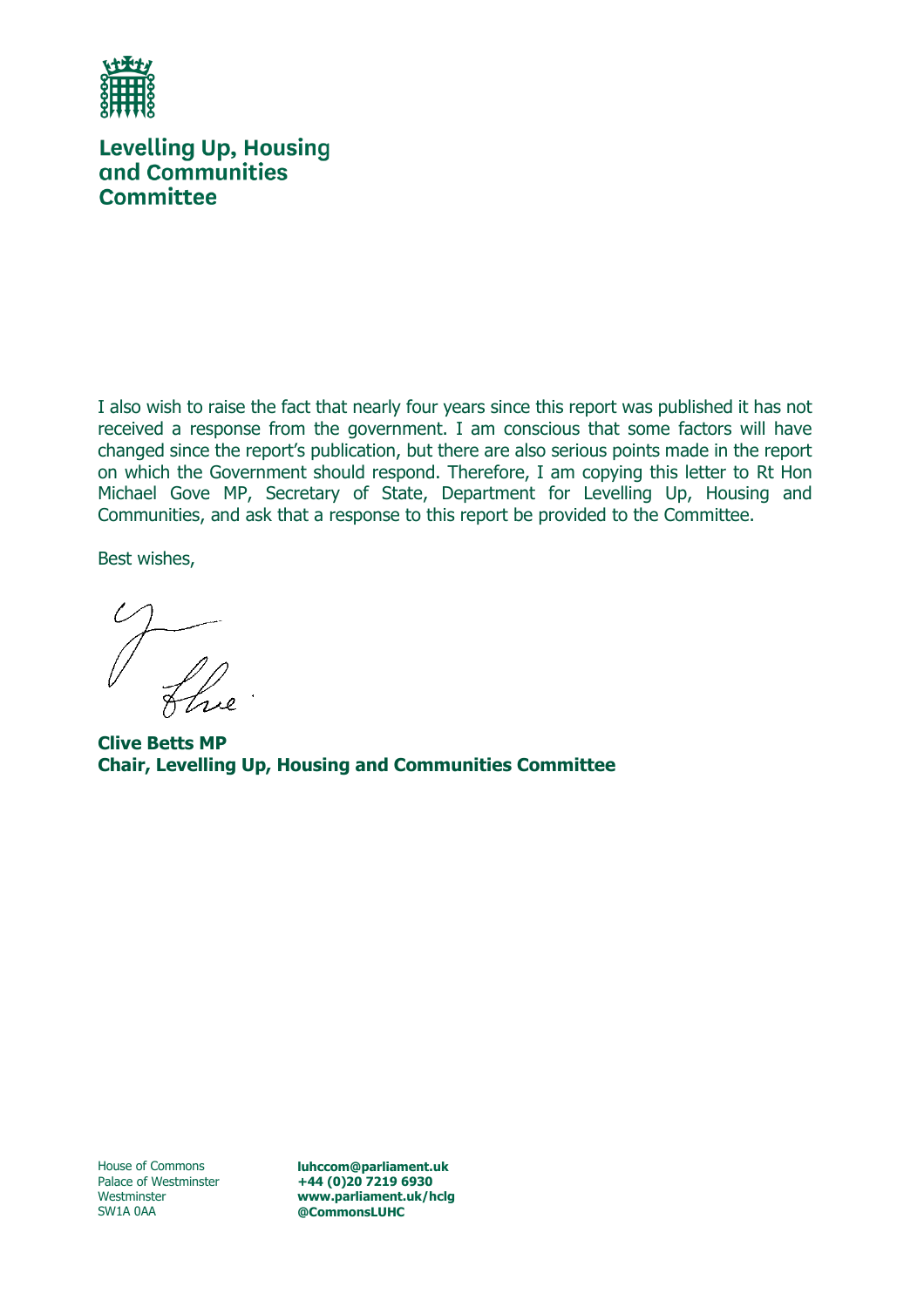**Levelling Up, Housing and Communities Committee**

I also wish to raise the fact that nearly four years since this report was published it has not received a response from the government. I am conscious that some factors will have changed since the report's publication, but there are also serious points made in the report on which the Government should respond. Therefore, I am copying this letter to Rt Hon Michael Gove MP, Secretary of State, Department for Levelling Up, Housing and Communities, and ask that a response to this report be provided to the Committee.

Best wishes,

**Clive Betts MP**
**Chair, Levelling Up, Housing and Communities Committee**

House of Commons
Palace of Westminster
Westminster
SW1A 0AA

**luhccom@parliament.uk**
**+44 (0)20 7219 6930**
**www.parliament.uk/hclg**
**@CommonsLUHC**